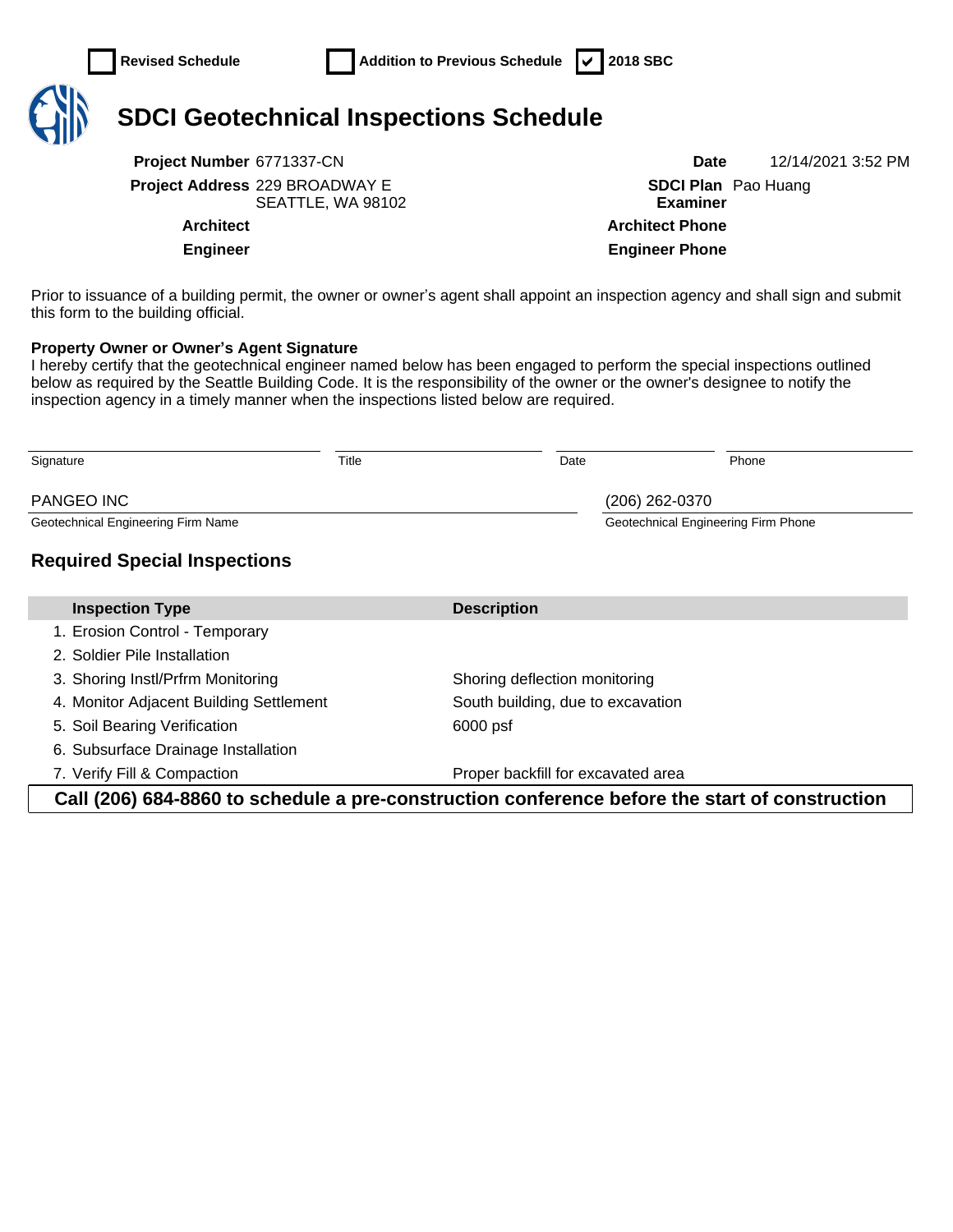☐ Revised Schedule ☐ Addition to Previous Schedule ☑ 2018 SBC

# SDCI Geotechnical Inspections Schedule

**Project Number** 6771337-CN

**Project Address** 229 BROADWAY E
SEATTLE, WA 98102

**Architect**

**Engineer**

**Date** 12/14/2021 3:52 PM

**SDCI Plan Examiner** Pao Huang

**Architect Phone**

**Engineer Phone**

Prior to issuance of a building permit, the owner or owner's agent shall appoint an inspection agency and shall sign and submit this form to the building official.

**Property Owner or Owner's Agent Signature**
I hereby certify that the geotechnical engineer named below has been engaged to perform the special inspections outlined below as required by the Seattle Building Code. It is the responsibility of the owner or the owner's designee to notify the inspection agency in a timely manner when the inspections listed below are required.

| Signature | Title | Date | Phone |
|---|---|---|---|
| | | | |

PANGEO INC
Geotechnical Engineering Firm Name

(206) 262-0370
Geotechnical Engineering Firm Phone

## Required Special Inspections

| Inspection Type | Description |
|---|---|
| 1. Erosion Control - Temporary | |
| 2. Soldier Pile Installation | |
| 3. Shoring Instl/Prfrm Monitoring | Shoring deflection monitoring |
| 4. Monitor Adjacent Building Settlement | South building, due to excavation |
| 5. Soil Bearing Verification | 6000 psf |
| 6. Subsurface Drainage Installation | |
| 7. Verify Fill & Compaction | Proper backfill for excavated area |

**Call (206) 684-8860 to schedule a pre-construction conference before the start of construction**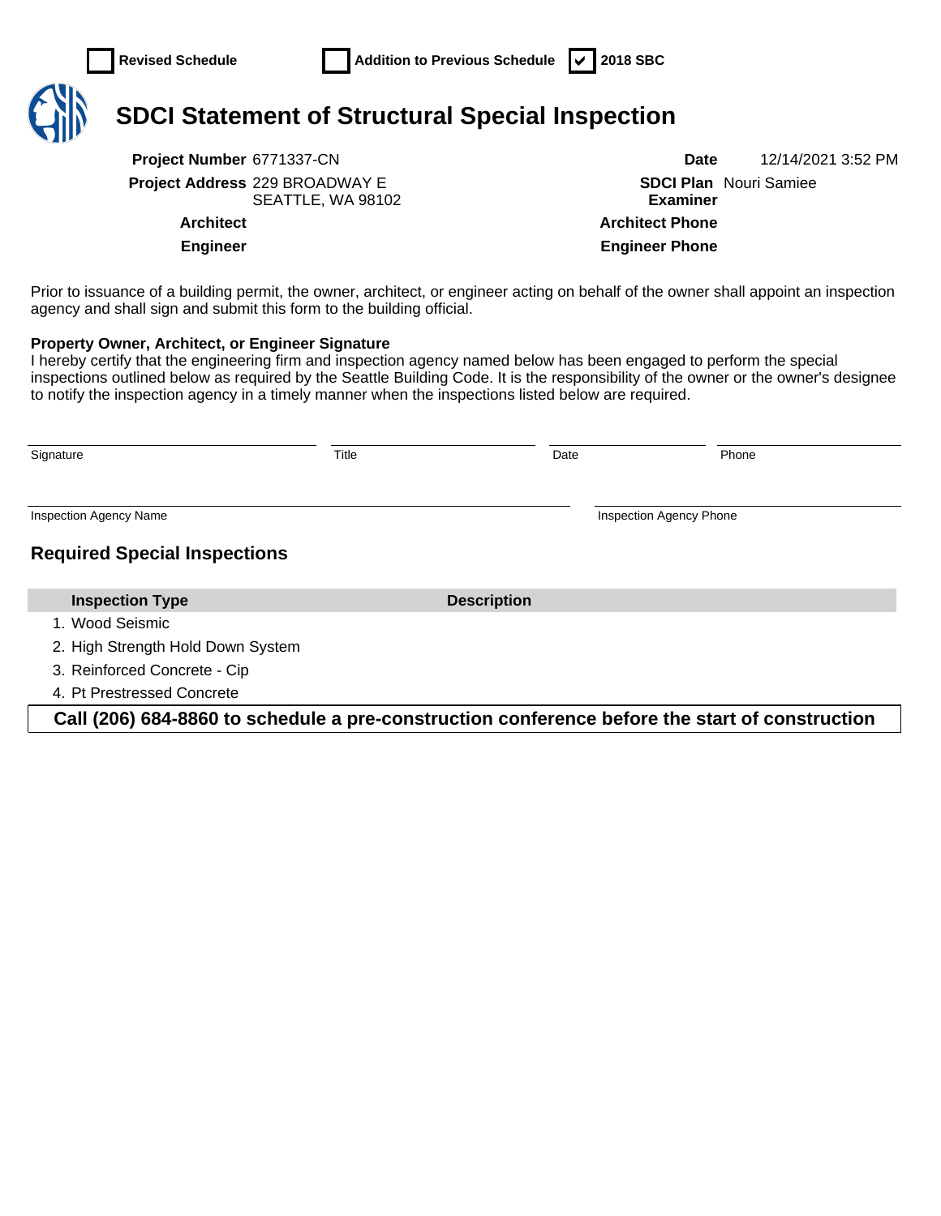☐ Revised Schedule ☐ Addition to Previous Schedule ☑ 2018 SBC

# SDCI Statement of Structural Special Inspection

| | | | |
|---|---|---|---|
| **Project Number** | 6771337-CN | **Date** | 12/14/2021 3:52 PM |
| **Project Address** | 229 BROADWAY E<br>SEATTLE, WA 98102 | **SDCI Plan Examiner** | Nouri Samiee |
| **Architect** | | **Architect Phone** | |
| **Engineer** | | **Engineer Phone** | |

Prior to issuance of a building permit, the owner, architect, or engineer acting on behalf of the owner shall appoint an inspection agency and shall sign and submit this form to the building official.

**Property Owner, Architect, or Engineer Signature**
I hereby certify that the engineering firm and inspection agency named below has been engaged to perform the special inspections outlined below as required by the Seattle Building Code. It is the responsibility of the owner or the owner's designee to notify the inspection agency in a timely manner when the inspections listed below are required.

| Signature | Title | Date | Phone |
|---|---|---|---|
| | | | |

| Inspection Agency Name | Inspection Agency Phone |
|---|---|
| | |

## Required Special Inspections

| Inspection Type | Description |
|---|---|
| 1. Wood Seismic | |
| 2. High Strength Hold Down System | |
| 3. Reinforced Concrete - Cip | |
| 4. Pt Prestressed Concrete | |

**Call (206) 684-8860 to schedule a pre-construction conference before the start of construction**